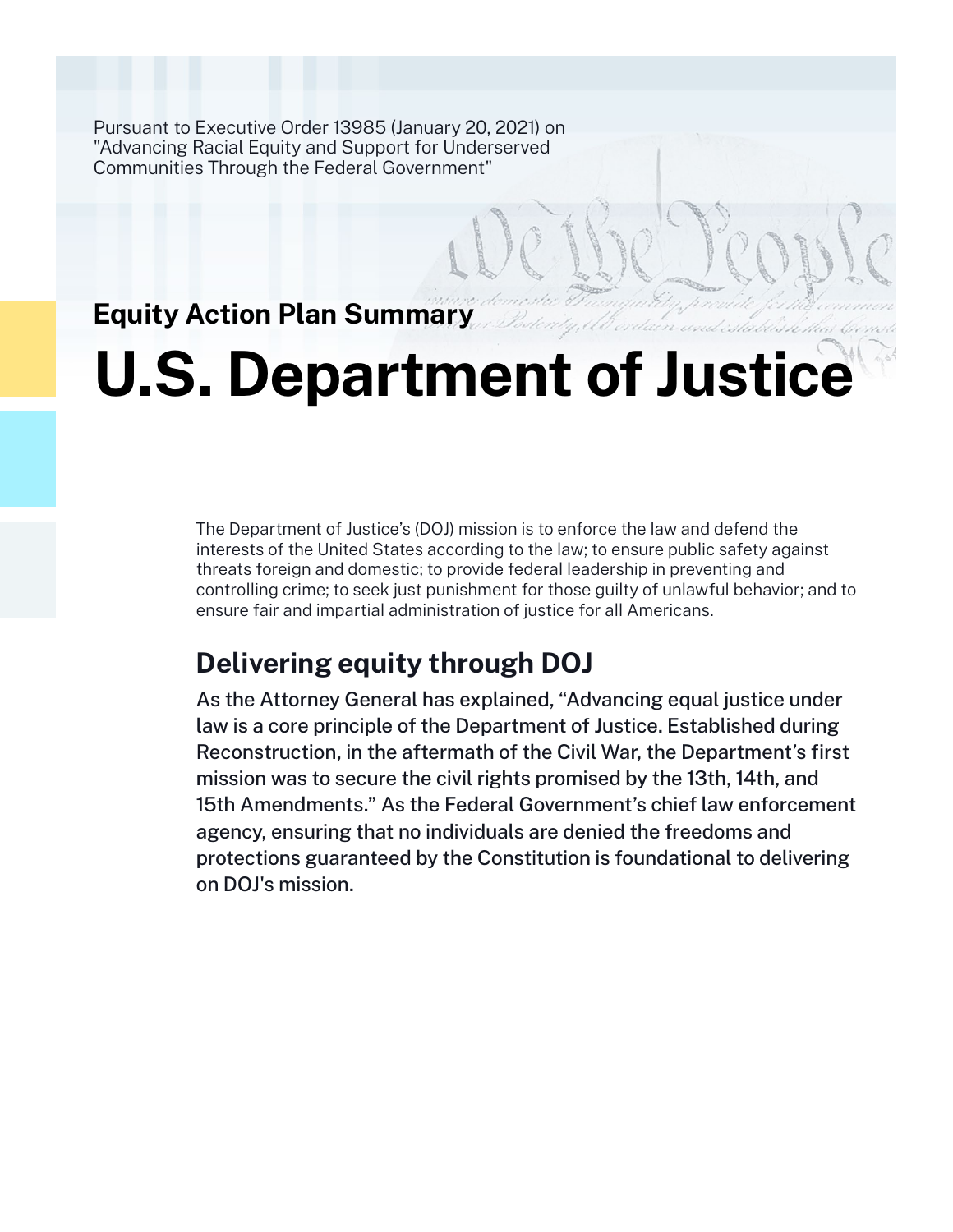Pursuant to Executive Order 13985 (January 20, 2021) on "Advancing Racial Equity and Support for Underserved Communities Through the Federal Government"

## Equity Action Plan Summary

# U.S. Department of Justice

The Department of Justice's (DOJ) mission is to enforce the law and defend the interests of the United States according to the law; to ensure public safety against threats foreign and domestic; to provide federal leadership in preventing and controlling crime; to seek just punishment for those guilty of unlawful behavior; and to ensure fair and impartial administration of justice for all Americans.

## Delivering equity through DOJ

As the Attorney General has explained, "Advancing equal justice under law is a core principle of the Department of Justice. Established during Reconstruction, in the aftermath of the Civil War, the Department's first mission was to secure the civil rights promised by the 13th, 14th, and 15th Amendments." As the Federal Government's chief law enforcement agency, ensuring that no individuals are denied the freedoms and protections guaranteed by the Constitution is foundational to delivering on DOJ's mission.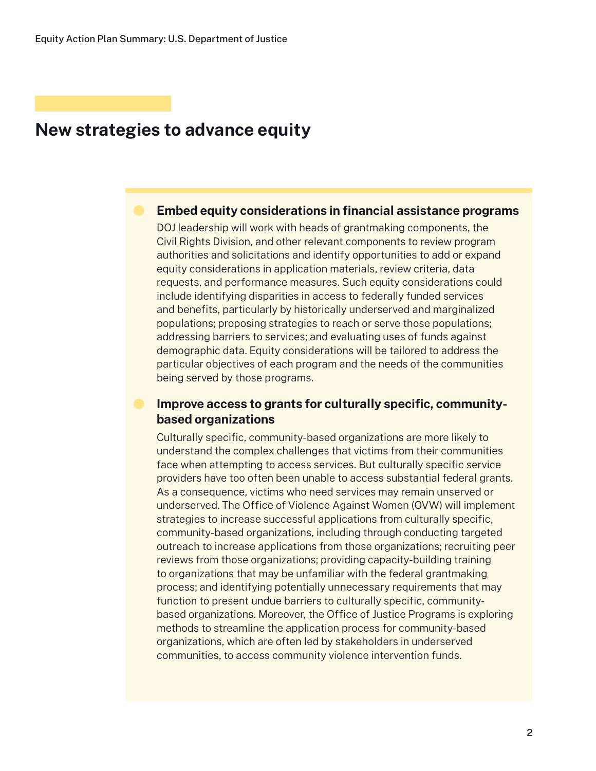## New strategies to advance equity

- **Embed equity considerations in financial assistance programs**

  DOJ leadership will work with heads of grantmaking components, the Civil Rights Division, and other relevant components to review program authorities and solicitations and identify opportunities to add or expand equity considerations in application materials, review criteria, data requests, and performance measures. Such equity considerations could include identifying disparities in access to federally funded services and benefits, particularly by historically underserved and marginalized populations; proposing strategies to reach or serve those populations; addressing barriers to services; and evaluating uses of funds against demographic data. Equity considerations will be tailored to address the particular objectives of each program and the needs of the communities being served by those programs.

- **Improve access to grants for culturally specific, community-based organizations**

  Culturally specific, community-based organizations are more likely to understand the complex challenges that victims from their communities face when attempting to access services. But culturally specific service providers have too often been unable to access substantial federal grants. As a consequence, victims who need services may remain unserved or underserved. The Office of Violence Against Women (OVW) will implement strategies to increase successful applications from culturally specific, community-based organizations, including through conducting targeted outreach to increase applications from those organizations; recruiting peer reviews from those organizations; providing capacity-building training to organizations that may be unfamiliar with the federal grantmaking process; and identifying potentially unnecessary requirements that may function to present undue barriers to culturally specific, community-based organizations. Moreover, the Office of Justice Programs is exploring methods to streamline the application process for community-based organizations, which are often led by stakeholders in underserved communities, to access community violence intervention funds.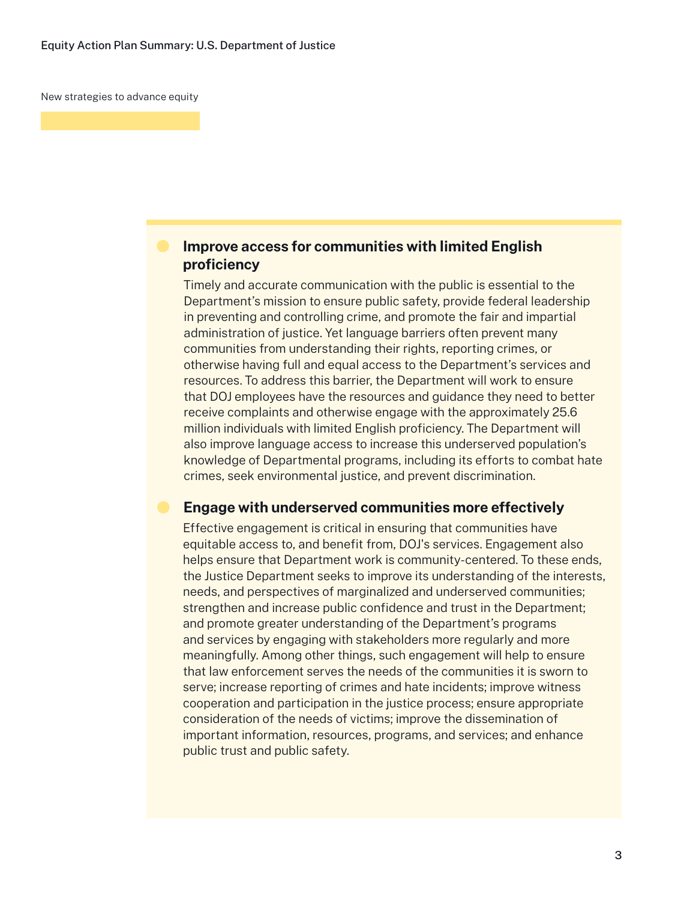New strategies to advance equity

### Improve access for communities with limited English proficiency

Timely and accurate communication with the public is essential to the Department's mission to ensure public safety, provide federal leadership in preventing and controlling crime, and promote the fair and impartial administration of justice. Yet language barriers often prevent many communities from understanding their rights, reporting crimes, or otherwise having full and equal access to the Department's services and resources. To address this barrier, the Department will work to ensure that DOJ employees have the resources and guidance they need to better receive complaints and otherwise engage with the approximately 25.6 million individuals with limited English proficiency. The Department will also improve language access to increase this underserved population's knowledge of Departmental programs, including its efforts to combat hate crimes, seek environmental justice, and prevent discrimination.

### Engage with underserved communities more effectively

Effective engagement is critical in ensuring that communities have equitable access to, and benefit from, DOJ's services. Engagement also helps ensure that Department work is community-centered. To these ends, the Justice Department seeks to improve its understanding of the interests, needs, and perspectives of marginalized and underserved communities; strengthen and increase public confidence and trust in the Department; and promote greater understanding of the Department's programs and services by engaging with stakeholders more regularly and more meaningfully. Among other things, such engagement will help to ensure that law enforcement serves the needs of the communities it is sworn to serve; increase reporting of crimes and hate incidents; improve witness cooperation and participation in the justice process; ensure appropriate consideration of the needs of victims; improve the dissemination of important information, resources, programs, and services; and enhance public trust and public safety.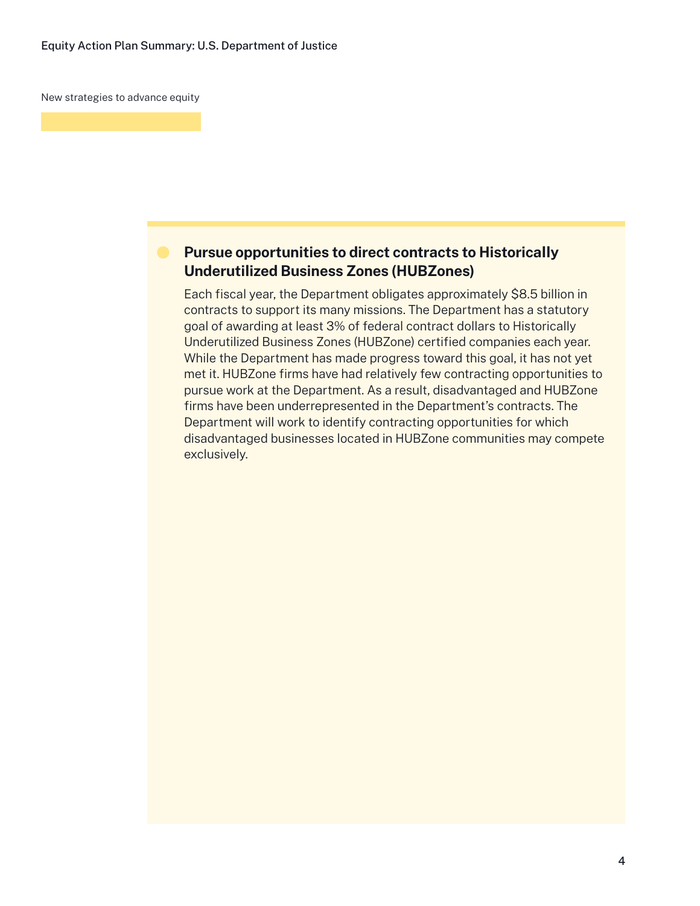New strategies to advance equity

### Pursue opportunities to direct contracts to Historically Underutilized Business Zones (HUBZones)

Each fiscal year, the Department obligates approximately $8.5 billion in contracts to support its many missions. The Department has a statutory goal of awarding at least 3% of federal contract dollars to Historically Underutilized Business Zones (HUBZone) certified companies each year. While the Department has made progress toward this goal, it has not yet met it. HUBZone firms have had relatively few contracting opportunities to pursue work at the Department. As a result, disadvantaged and HUBZone firms have been underrepresented in the Department's contracts. The Department will work to identify contracting opportunities for which disadvantaged businesses located in HUBZone communities may compete exclusively.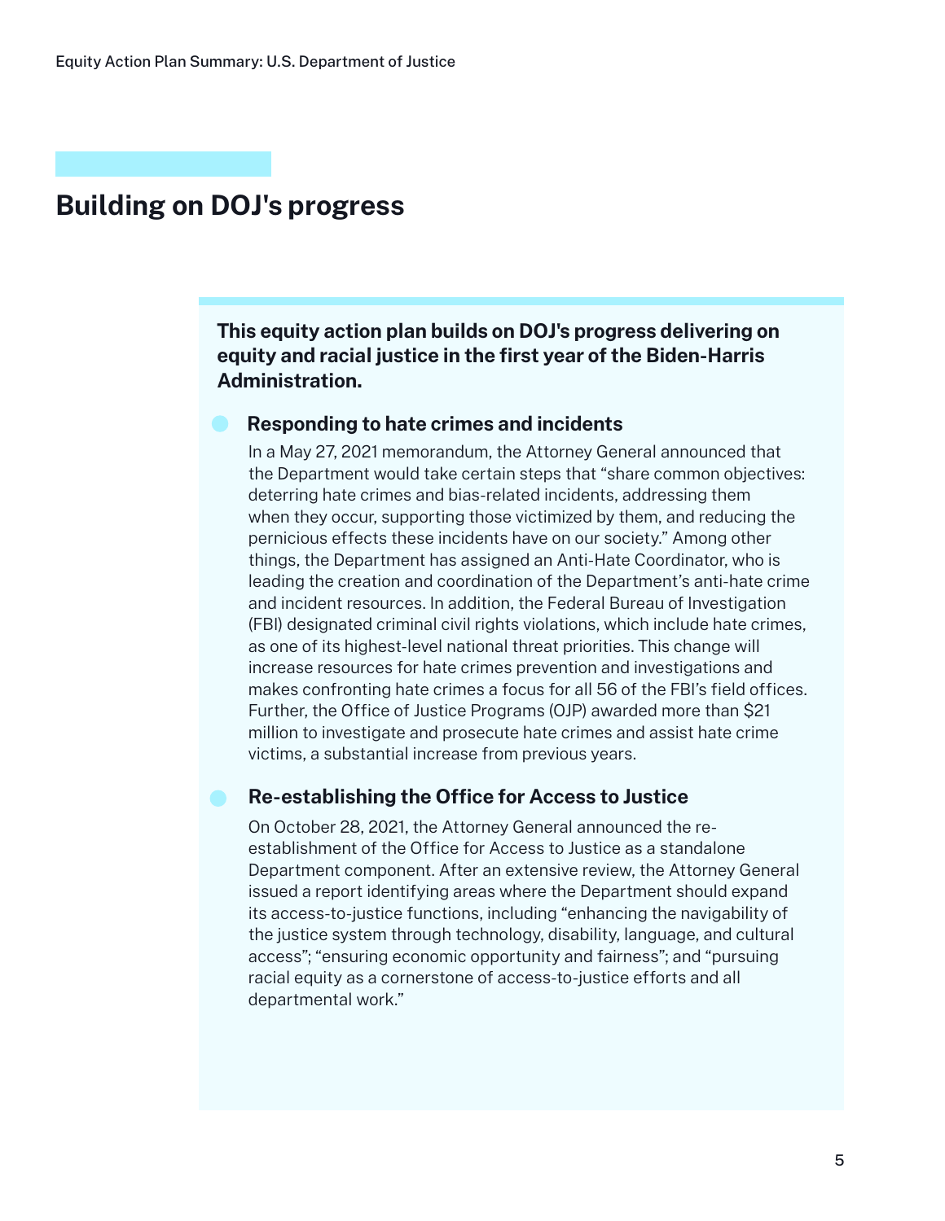## Building on DOJ's progress

**This equity action plan builds on DOJ's progress delivering on equity and racial justice in the first year of the Biden-Harris Administration.**

### Responding to hate crimes and incidents

In a May 27, 2021 memorandum, the Attorney General announced that the Department would take certain steps that "share common objectives: deterring hate crimes and bias-related incidents, addressing them when they occur, supporting those victimized by them, and reducing the pernicious effects these incidents have on our society." Among other things, the Department has assigned an Anti-Hate Coordinator, who is leading the creation and coordination of the Department's anti-hate crime and incident resources. In addition, the Federal Bureau of Investigation (FBI) designated criminal civil rights violations, which include hate crimes, as one of its highest-level national threat priorities. This change will increase resources for hate crimes prevention and investigations and makes confronting hate crimes a focus for all 56 of the FBI's field offices. Further, the Office of Justice Programs (OJP) awarded more than $21 million to investigate and prosecute hate crimes and assist hate crime victims, a substantial increase from previous years.

### Re-establishing the Office for Access to Justice

On October 28, 2021, the Attorney General announced the re-establishment of the Office for Access to Justice as a standalone Department component. After an extensive review, the Attorney General issued a report identifying areas where the Department should expand its access-to-justice functions, including "enhancing the navigability of the justice system through technology, disability, language, and cultural access"; "ensuring economic opportunity and fairness"; and "pursuing racial equity as a cornerstone of access-to-justice efforts and all departmental work."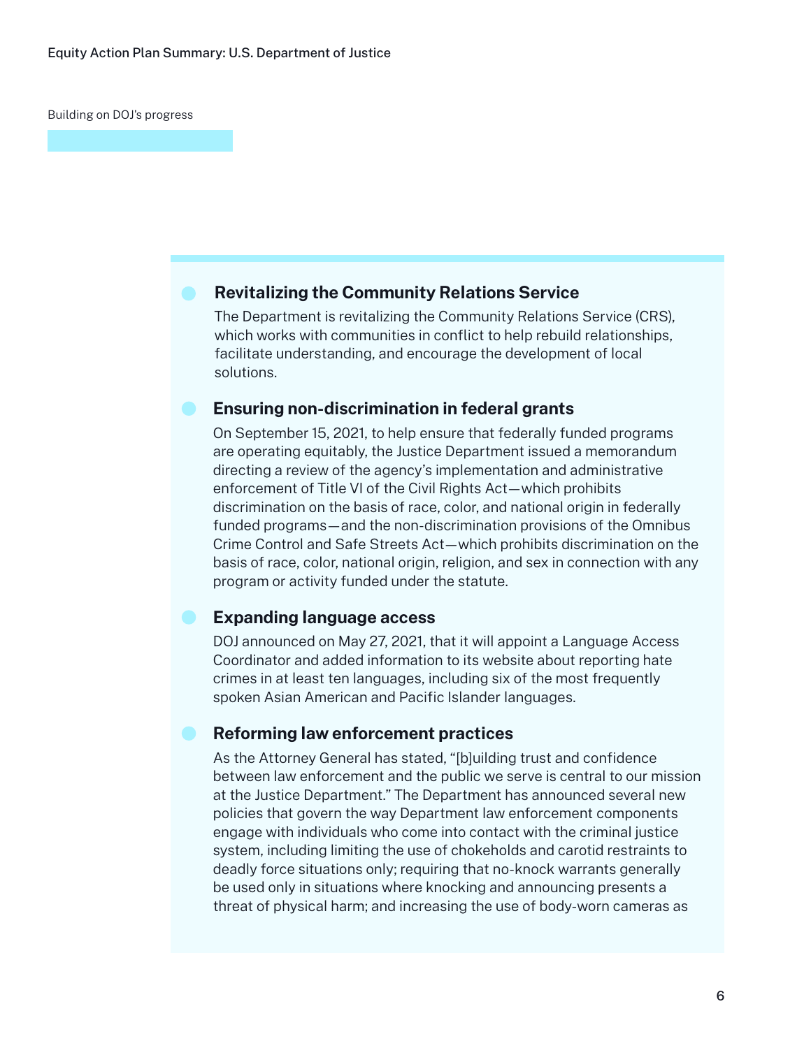Building on DOJ's progress

### Revitalizing the Community Relations Service

The Department is revitalizing the Community Relations Service (CRS), which works with communities in conflict to help rebuild relationships, facilitate understanding, and encourage the development of local solutions.

### Ensuring non-discrimination in federal grants

On September 15, 2021, to help ensure that federally funded programs are operating equitably, the Justice Department issued a memorandum directing a review of the agency's implementation and administrative enforcement of Title VI of the Civil Rights Act—which prohibits discrimination on the basis of race, color, and national origin in federally funded programs—and the non-discrimination provisions of the Omnibus Crime Control and Safe Streets Act—which prohibits discrimination on the basis of race, color, national origin, religion, and sex in connection with any program or activity funded under the statute.

### Expanding language access

DOJ announced on May 27, 2021, that it will appoint a Language Access Coordinator and added information to its website about reporting hate crimes in at least ten languages, including six of the most frequently spoken Asian American and Pacific Islander languages.

### Reforming law enforcement practices

As the Attorney General has stated, "[b]uilding trust and confidence between law enforcement and the public we serve is central to our mission at the Justice Department." The Department has announced several new policies that govern the way Department law enforcement components engage with individuals who come into contact with the criminal justice system, including limiting the use of chokeholds and carotid restraints to deadly force situations only; requiring that no-knock warrants generally be used only in situations where knocking and announcing presents a threat of physical harm; and increasing the use of body-worn cameras as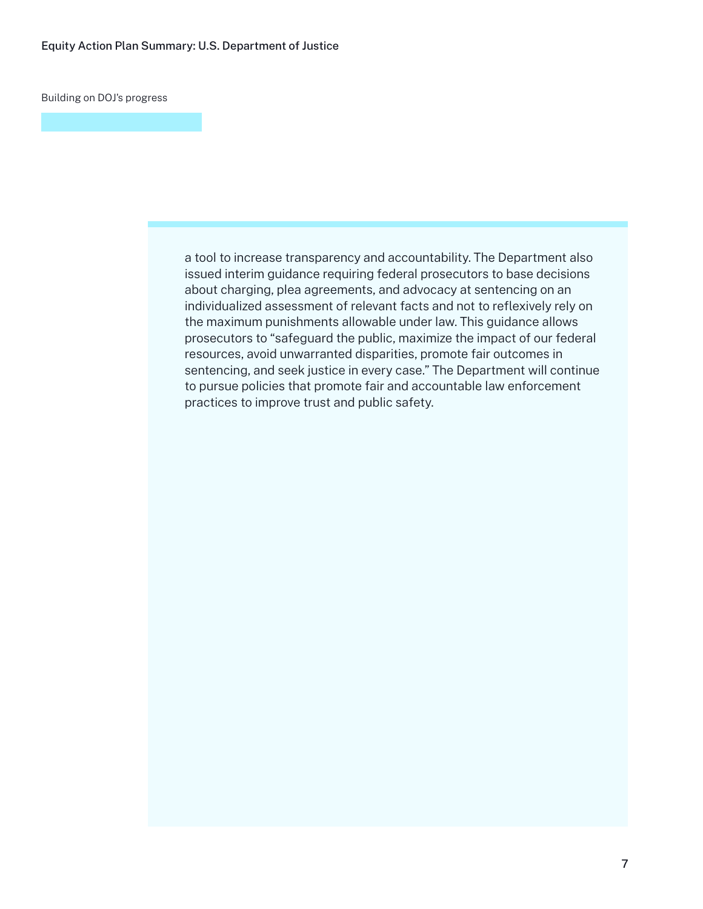Building on DOJ's progress

a tool to increase transparency and accountability. The Department also issued interim guidance requiring federal prosecutors to base decisions about charging, plea agreements, and advocacy at sentencing on an individualized assessment of relevant facts and not to reflexively rely on the maximum punishments allowable under law. This guidance allows prosecutors to "safeguard the public, maximize the impact of our federal resources, avoid unwarranted disparities, promote fair outcomes in sentencing, and seek justice in every case." The Department will continue to pursue policies that promote fair and accountable law enforcement practices to improve trust and public safety.